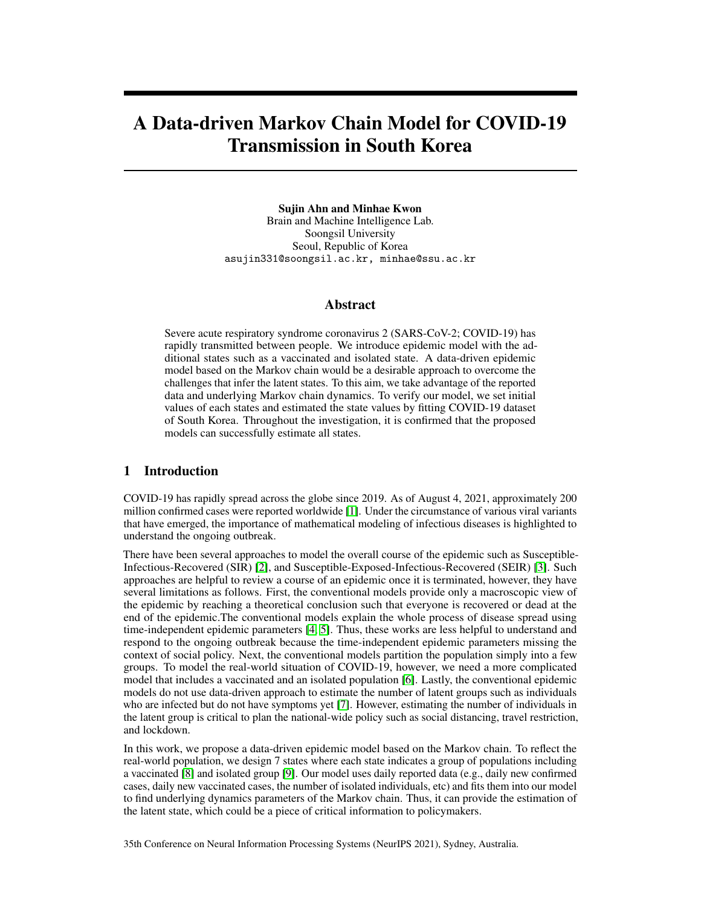# A Data-driven Markov Chain Model for COVID-19 Transmission in South Korea

**Sujin Ahn and Minhae Kwon**
Brain and Machine Intelligence Lab.
Soongsil University
Seoul, Republic of Korea
asujin331@soongsil.ac.kr, minhae@ssu.ac.kr

## Abstract

Severe acute respiratory syndrome coronavirus 2 (SARS-CoV-2; COVID-19) has rapidly transmitted between people. We introduce epidemic model with the additional states such as a vaccinated and isolated state. A data-driven epidemic model based on the Markov chain would be a desirable approach to overcome the challenges that infer the latent states. To this aim, we take advantage of the reported data and underlying Markov chain dynamics. To verify our model, we set initial values of each states and estimated the state values by fitting COVID-19 dataset of South Korea. Throughout the investigation, it is confirmed that the proposed models can successfully estimate all states.

## 1 Introduction

COVID-19 has rapidly spread across the globe since 2019. As of August 4, 2021, approximately 200 million confirmed cases were reported worldwide [1]. Under the circumstance of various viral variants that have emerged, the importance of mathematical modeling of infectious diseases is highlighted to understand the ongoing outbreak.

There have been several approaches to model the overall course of the epidemic such as Susceptible-Infectious-Recovered (SIR) [2], and Susceptible-Exposed-Infectious-Recovered (SEIR) [3]. Such approaches are helpful to review a course of an epidemic once it is terminated, however, they have several limitations as follows. First, the conventional models provide only a macroscopic view of the epidemic by reaching a theoretical conclusion such that everyone is recovered or dead at the end of the epidemic.The conventional models explain the whole process of disease spread using time-independent epidemic parameters [4, 5]. Thus, these works are less helpful to understand and respond to the ongoing outbreak because the time-independent epidemic parameters missing the context of social policy. Next, the conventional models partition the population simply into a few groups. To model the real-world situation of COVID-19, however, we need a more complicated model that includes a vaccinated and an isolated population [6]. Lastly, the conventional epidemic models do not use data-driven approach to estimate the number of latent groups such as individuals who are infected but do not have symptoms yet [7]. However, estimating the number of individuals in the latent group is critical to plan the national-wide policy such as social distancing, travel restriction, and lockdown.

In this work, we propose a data-driven epidemic model based on the Markov chain. To reflect the real-world population, we design 7 states where each state indicates a group of populations including a vaccinated [8] and isolated group [9]. Our model uses daily reported data (e.g., daily new confirmed cases, daily new vaccinated cases, the number of isolated individuals, etc) and fits them into our model to find underlying dynamics parameters of the Markov chain. Thus, it can provide the estimation of the latent state, which could be a piece of critical information to policymakers.

35th Conference on Neural Information Processing Systems (NeurIPS 2021), Sydney, Australia.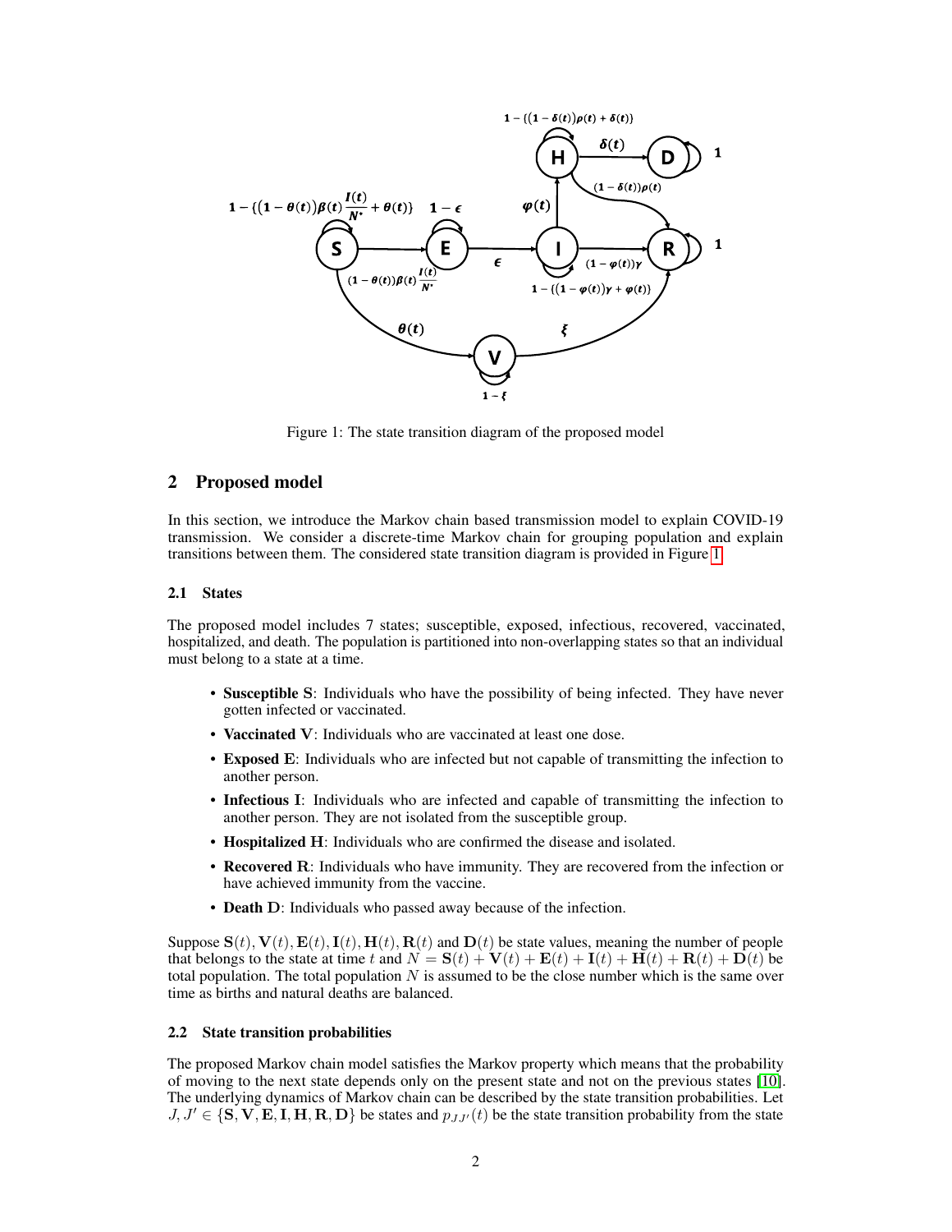Figure 1: The state transition diagram of the proposed model

## 2 Proposed model

In this section, we introduce the Markov chain based transmission model to explain COVID-19 transmission. We consider a discrete-time Markov chain for grouping population and explain transitions between them. The considered state transition diagram is provided in Figure 1.

### 2.1 States

The proposed model includes 7 states; susceptible, exposed, infectious, recovered, vaccinated, hospitalized, and death. The population is partitioned into non-overlapping states so that an individual must belong to a state at a time.

- **Susceptible** $\mathbf{S}$: Individuals who have the possibility of being infected. They have never gotten infected or vaccinated.
- **Vaccinated** $\mathbf{V}$: Individuals who are vaccinated at least one dose.
- **Exposed** $\mathbf{E}$: Individuals who are infected but not capable of transmitting the infection to another person.
- **Infectious** $\mathbf{I}$: Individuals who are infected and capable of transmitting the infection to another person. They are not isolated from the susceptible group.
- **Hospitalized** $\mathbf{H}$: Individuals who are confirmed the disease and isolated.
- **Recovered** $\mathbf{R}$: Individuals who have immunity. They are recovered from the infection or have achieved immunity from the vaccine.
- **Death** $\mathbf{D}$: Individuals who passed away because of the infection.

Suppose $\mathbf{S}(t), \mathbf{V}(t), \mathbf{E}(t), \mathbf{I}(t), \mathbf{H}(t), \mathbf{R}(t)$ and $\mathbf{D}(t)$ be state values, meaning the number of people that belongs to the state at time $t$ and $N = \mathbf{S}(t) + \mathbf{V}(t) + \mathbf{E}(t) + \mathbf{I}(t) + \mathbf{H}(t) + \mathbf{R}(t) + \mathbf{D}(t)$ be total population. The total population $N$ is assumed to be the close number which is the same over time as births and natural deaths are balanced.

### 2.2 State transition probabilities

The proposed Markov chain model satisfies the Markov property which means that the probability of moving to the next state depends only on the present state and not on the previous states [10]. The underlying dynamics of Markov chain can be described by the state transition probabilities. Let $J, J' \in \{\mathbf{S}, \mathbf{V}, \mathbf{E}, \mathbf{I}, \mathbf{H}, \mathbf{R}, \mathbf{D}\}$ be states and $p_{JJ'}(t)$ be the state transition probability from the state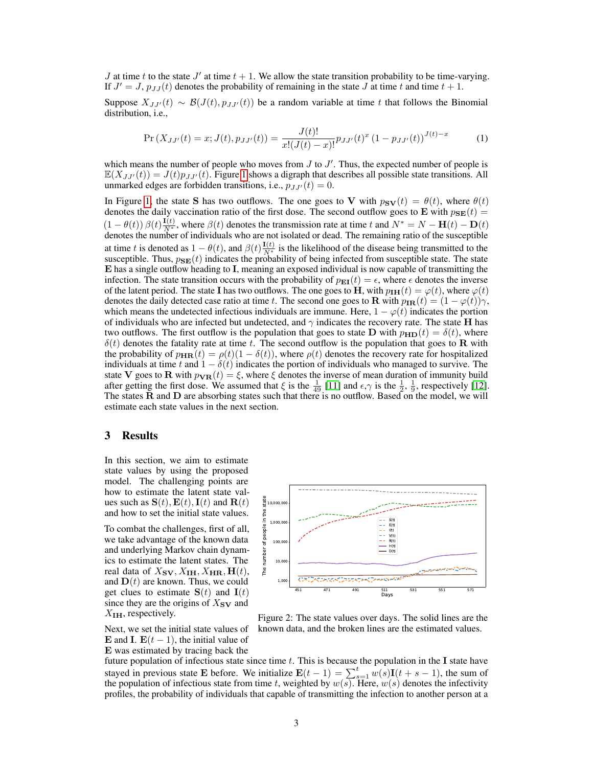$J$ at time $t$ to the state $J'$ at time $t+1$. We allow the state transition probability to be time-varying. If $J' = J$, $p_{JJ}(t)$ denotes the probability of remaining in the state $J$ at time $t$ and time $t+1$.

Suppose $X_{JJ'}(t) \sim \mathcal{B}(J(t), p_{JJ'}(t))$ be a random variable at time $t$ that follows the Binomial distribution, i.e.,

$$\Pr\left(X_{JJ'}(t) = x; J(t), p_{JJ'}(t)\right) = \frac{J(t)!}{x!(J(t)-x)!} p_{JJ'}(t)^x \left(1 - p_{JJ'}(t)\right)^{J(t)-x} \tag{1}$$

which means the number of people who moves from $J$ to $J'$. Thus, the expected number of people is $\mathbb{E}(X_{JJ'}(t)) = J(t)p_{JJ'}(t)$. Figure 1 shows a digraph that describes all possible state transitions. All unmarked edges are forbidden transitions, i.e., $p_{JJ'}(t) = 0$.

In Figure 1, the state $\mathbf{S}$ has two outflows. The one goes to $\mathbf{V}$ with $p_{\mathbf{SV}}(t) = \theta(t)$, where $\theta(t)$ denotes the daily vaccination ratio of the first dose. The second outflow goes to $\mathbf{E}$ with $p_{\mathbf{SE}}(t) = (1-\theta(t))\,\beta(t)\frac{\mathbf{I}(t)}{N^*}$, where $\beta(t)$ denotes the transmission rate at time $t$ and $N^* = N - \mathbf{H}(t) - \mathbf{D}(t)$ denotes the number of individuals who are not isolated or dead. The remaining ratio of the susceptible at time $t$ is denoted as $1-\theta(t)$, and $\beta(t)\frac{\mathbf{I}(t)}{N^*}$ is the likelihood of the disease being transmitted to the susceptible. Thus, $p_{\mathbf{SE}}(t)$ indicates the probability of being infected from susceptible state. The state $\mathbf{E}$ has a single outflow heading to $\mathbf{I}$, meaning an exposed individual is now capable of transmitting the infection. The state transition occurs with the probability of $p_{\mathbf{EI}}(t) = \epsilon$, where $\epsilon$ denotes the inverse of the latent period. The state $\mathbf{I}$ has two outflows. The one goes to $\mathbf{H}$, with $p_{\mathbf{IH}}(t) = \varphi(t)$, where $\varphi(t)$ denotes the daily detected case ratio at time $t$. The second one goes to $\mathbf{R}$ with $p_{\mathbf{IR}}(t) = (1-\varphi(t))\gamma$, which means the undetected infectious individuals are immune. Here, $1-\varphi(t)$ indicates the portion of individuals who are infected but undetected, and $\gamma$ indicates the recovery rate. The state $\mathbf{H}$ has two outflows. The first outflow is the population that goes to state $\mathbf{D}$ with $p_{\mathbf{HD}}(t) = \delta(t)$, where $\delta(t)$ denotes the fatality rate at time $t$. The second outflow is the population that goes to $\mathbf{R}$ with the probability of $p_{\mathbf{HR}}(t) = \rho(t)(1-\delta(t))$, where $\rho(t)$ denotes the recovery rate for hospitalized individuals at time $t$ and $1-\delta(t)$ indicates the portion of individuals who managed to survive. The state $\mathbf{V}$ goes to $\mathbf{R}$ with $p_{\mathbf{VR}}(t) = \xi$, where $\xi$ denotes the inverse of mean duration of immunity build after getting the first dose. We assumed that $\xi$ is the $\frac{1}{49}$ [11] and $\epsilon$,$\gamma$ is the $\frac{1}{2}$, $\frac{1}{9}$, respectively [12]. The states $\mathbf{R}$ and $\mathbf{D}$ are absorbing states such that there is no outflow. Based on the model, we will estimate each state values in the next section.

## 3 Results

In this section, we aim to estimate state values by using the proposed model. The challenging points are how to estimate the latent state values such as $\mathbf{S}(t), \mathbf{E}(t), \mathbf{I}(t)$ and $\mathbf{R}(t)$ and how to set the initial state values.

To combat the challenges, first of all, we take advantage of the known data and underlying Markov chain dynamics to estimate the latent states. The real data of $X_{\mathbf{SV}}, X_{\mathbf{IH}}, X_{\mathbf{HR}}, \mathbf{H}(t)$, and $\mathbf{D}(t)$ are known. Thus, we could get clues to estimate $\mathbf{S}(t)$ and $\mathbf{I}(t)$ since they are the origins of $X_{\mathbf{SV}}$ and $X_{\mathbf{IH}}$, respectively.

Figure 2: The state values over days. The solid lines are the known data, and the broken lines are the estimated values.

Next, we set the initial state values of $\mathbf{E}$ and $\mathbf{I}$. $\mathbf{E}(t-1)$, the initial value of $\mathbf{E}$ was estimated by tracing back the future population of infectious state since time $t$. This is because the population in the $\mathbf{I}$ state have stayed in previous state $\mathbf{E}$ before. We initialize $\mathbf{E}(t-1) = \sum_{s=1}^{t} w(s)\mathbf{I}(t+s-1)$, the sum of the population of infectious state from time $t$, weighted by $w(s)$. Here, $w(s)$ denotes the infectivity profiles, the probability of individuals that capable of transmitting the infection to another person at a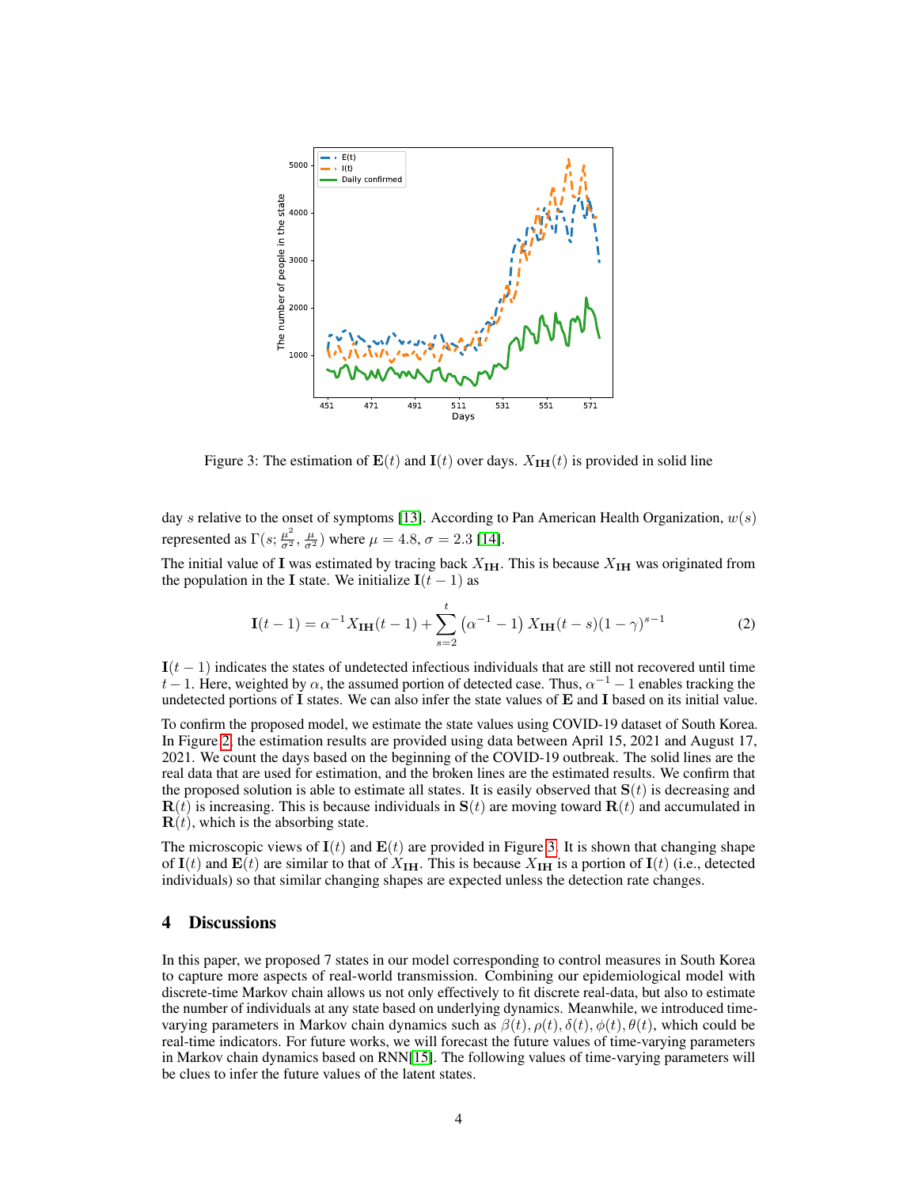Figure 3: The estimation of $\mathbf{E}(t)$ and $\mathbf{I}(t)$ over days. $X_{\mathbf{IH}}(t)$ is provided in solid line

day $s$ relative to the onset of symptoms [13]. According to Pan American Health Organization, $w(s)$ represented as $\Gamma(s; \frac{\mu^2}{\sigma^2}, \frac{\mu}{\sigma^2})$ where $\mu = 4.8$, $\sigma = 2.3$ [14].

The initial value of $\mathbf{I}$ was estimated by tracing back $X_{\mathbf{IH}}$. This is because $X_{\mathbf{IH}}$ was originated from the population in the $\mathbf{I}$ state. We initialize $\mathbf{I}(t-1)$ as

$$\mathbf{I}(t-1) = \alpha^{-1} X_{\mathbf{IH}}(t-1) + \sum_{s=2}^{t} \left(\alpha^{-1} - 1\right) X_{\mathbf{IH}}(t-s)(1-\gamma)^{s-1} \tag{2}$$

$\mathbf{I}(t-1)$ indicates the states of undetected infectious individuals that are still not recovered until time $t-1$. Here, weighted by $\alpha$, the assumed portion of detected case. Thus, $\alpha^{-1} - 1$ enables tracking the undetected portions of $\mathbf{I}$ states. We can also infer the state values of $\mathbf{E}$ and $\mathbf{I}$ based on its initial value.

To confirm the proposed model, we estimate the state values using COVID-19 dataset of South Korea. In Figure 2, the estimation results are provided using data between April 15, 2021 and August 17, 2021. We count the days based on the beginning of the COVID-19 outbreak. The solid lines are the real data that are used for estimation, and the broken lines are the estimated results. We confirm that the proposed solution is able to estimate all states. It is easily observed that $\mathbf{S}(t)$ is decreasing and $\mathbf{R}(t)$ is increasing. This is because individuals in $\mathbf{S}(t)$ are moving toward $\mathbf{R}(t)$ and accumulated in $\mathbf{R}(t)$, which is the absorbing state.

The microscopic views of $\mathbf{I}(t)$ and $\mathbf{E}(t)$ are provided in Figure 3. It is shown that changing shape of $\mathbf{I}(t)$ and $\mathbf{E}(t)$ are similar to that of $X_{\mathbf{IH}}$. This is because $X_{\mathbf{IH}}$ is a portion of $\mathbf{I}(t)$ (i.e., detected individuals) so that similar changing shapes are expected unless the detection rate changes.

## 4 Discussions

In this paper, we proposed 7 states in our model corresponding to control measures in South Korea to capture more aspects of real-world transmission. Combining our epidemiological model with discrete-time Markov chain allows us not only effectively to fit discrete real-data, but also to estimate the number of individuals at any state based on underlying dynamics. Meanwhile, we introduced time-varying parameters in Markov chain dynamics such as $\beta(t), \rho(t), \delta(t), \phi(t), \theta(t)$, which could be real-time indicators. For future works, we will forecast the future values of time-varying parameters in Markov chain dynamics based on RNN[15]. The following values of time-varying parameters will be clues to infer the future values of the latent states.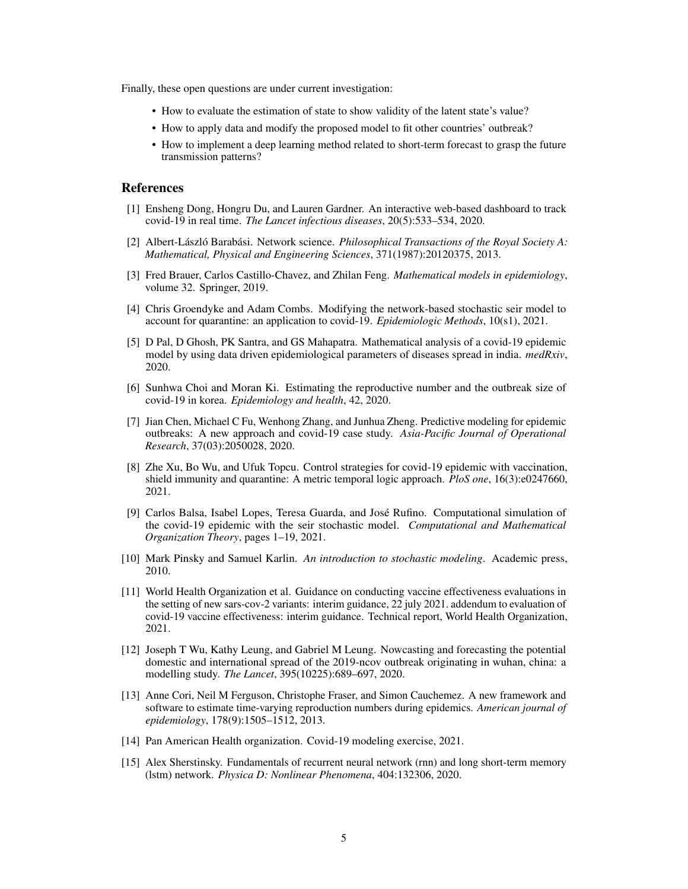Finally, these open questions are under current investigation:

- How to evaluate the estimation of state to show validity of the latent state's value?
- How to apply data and modify the proposed model to fit other countries' outbreak?
- How to implement a deep learning method related to short-term forecast to grasp the future transmission patterns?

## References

[1] Ensheng Dong, Hongru Du, and Lauren Gardner. An interactive web-based dashboard to track covid-19 in real time. *The Lancet infectious diseases*, 20(5):533–534, 2020.

[2] Albert-László Barabási. Network science. *Philosophical Transactions of the Royal Society A: Mathematical, Physical and Engineering Sciences*, 371(1987):20120375, 2013.

[3] Fred Brauer, Carlos Castillo-Chavez, and Zhilan Feng. *Mathematical models in epidemiology*, volume 32. Springer, 2019.

[4] Chris Groendyke and Adam Combs. Modifying the network-based stochastic seir model to account for quarantine: an application to covid-19. *Epidemiologic Methods*, 10(s1), 2021.

[5] D Pal, D Ghosh, PK Santra, and GS Mahapatra. Mathematical analysis of a covid-19 epidemic model by using data driven epidemiological parameters of diseases spread in india. *medRxiv*, 2020.

[6] Sunhwa Choi and Moran Ki. Estimating the reproductive number and the outbreak size of covid-19 in korea. *Epidemiology and health*, 42, 2020.

[7] Jian Chen, Michael C Fu, Wenhong Zhang, and Junhua Zheng. Predictive modeling for epidemic outbreaks: A new approach and covid-19 case study. *Asia-Pacific Journal of Operational Research*, 37(03):2050028, 2020.

[8] Zhe Xu, Bo Wu, and Ufuk Topcu. Control strategies for covid-19 epidemic with vaccination, shield immunity and quarantine: A metric temporal logic approach. *PloS one*, 16(3):e0247660, 2021.

[9] Carlos Balsa, Isabel Lopes, Teresa Guarda, and José Rufino. Computational simulation of the covid-19 epidemic with the seir stochastic model. *Computational and Mathematical Organization Theory*, pages 1–19, 2021.

[10] Mark Pinsky and Samuel Karlin. *An introduction to stochastic modeling*. Academic press, 2010.

[11] World Health Organization et al. Guidance on conducting vaccine effectiveness evaluations in the setting of new sars-cov-2 variants: interim guidance, 22 july 2021. addendum to evaluation of covid-19 vaccine effectiveness: interim guidance. Technical report, World Health Organization, 2021.

[12] Joseph T Wu, Kathy Leung, and Gabriel M Leung. Nowcasting and forecasting the potential domestic and international spread of the 2019-ncov outbreak originating in wuhan, china: a modelling study. *The Lancet*, 395(10225):689–697, 2020.

[13] Anne Cori, Neil M Ferguson, Christophe Fraser, and Simon Cauchemez. A new framework and software to estimate time-varying reproduction numbers during epidemics. *American journal of epidemiology*, 178(9):1505–1512, 2013.

[14] Pan American Health organization. Covid-19 modeling exercise, 2021.

[15] Alex Sherstinsky. Fundamentals of recurrent neural network (rnn) and long short-term memory (lstm) network. *Physica D: Nonlinear Phenomena*, 404:132306, 2020.